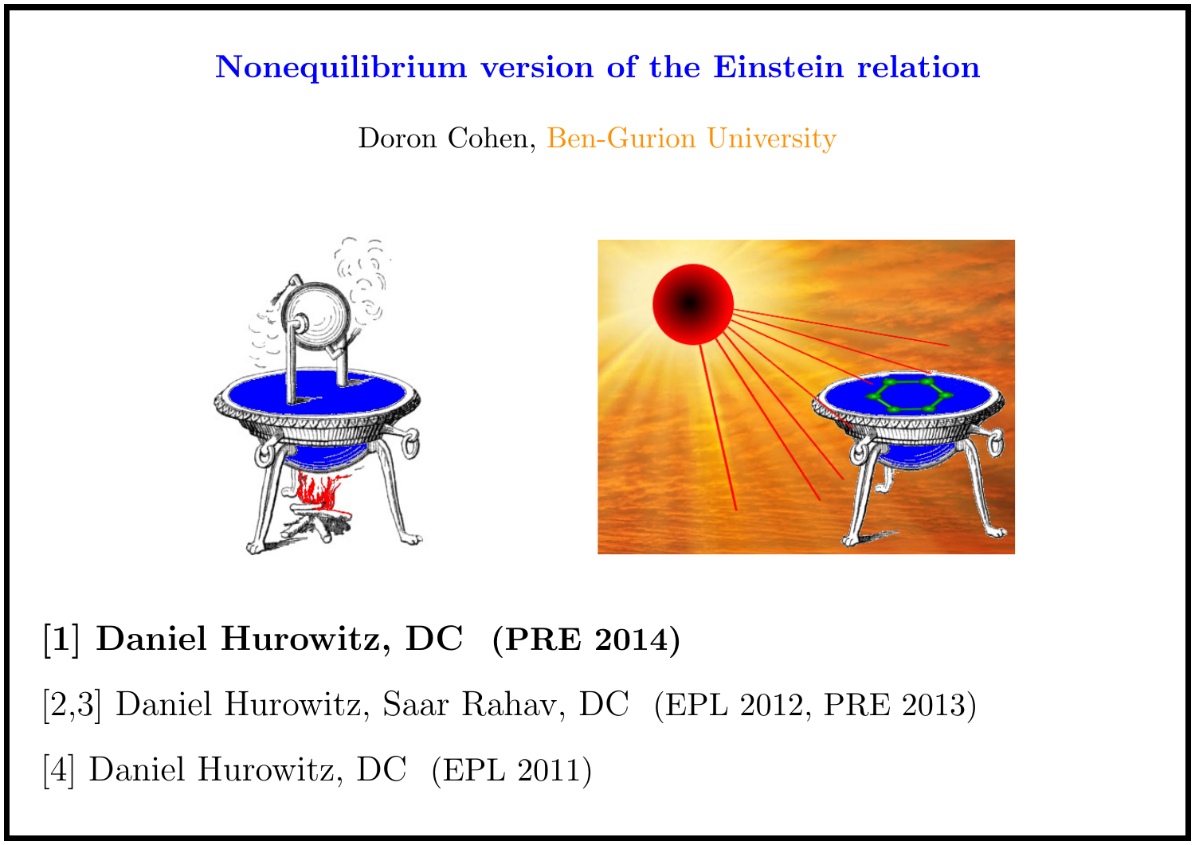# Nonequilibrium version of the Einstein relation

Doron Cohen, Ben-Gurion University

**[1] Daniel Hurowitz, DC (PRE 2014)**

[2,3] Daniel Hurowitz, Saar Rahav, DC (EPL 2012, PRE 2013)

[4] Daniel Hurowitz, DC (EPL 2011)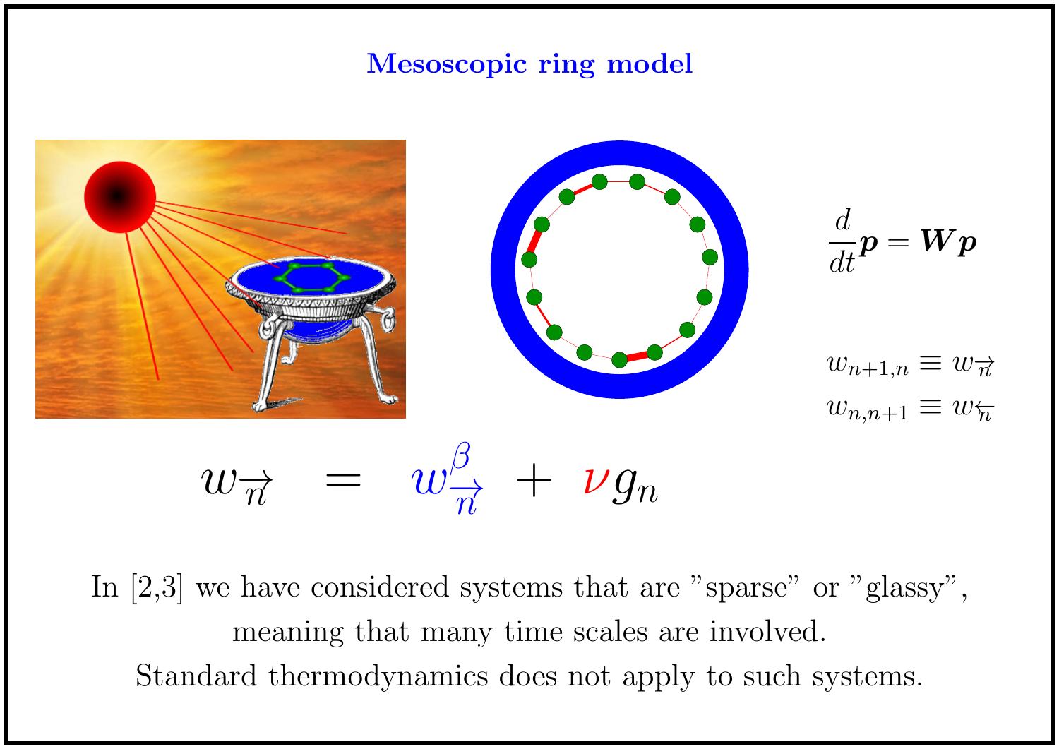## Mesoscopic ring model

$$\frac{d}{dt}\boldsymbol{p} = \boldsymbol{W}\boldsymbol{p}$$

$$w_{n+1,n} \equiv w_{\overrightarrow{n}}$$

$$w_{n,n+1} \equiv w_{\overleftarrow{n}}$$

$$w_{\overrightarrow{n}} \;=\; w^{\beta}_{\overrightarrow{n}} + \nu g_n$$

In [2,3] we have considered systems that are "sparse" or "glassy", meaning that many time scales are involved. Standard thermodynamics does not apply to such systems.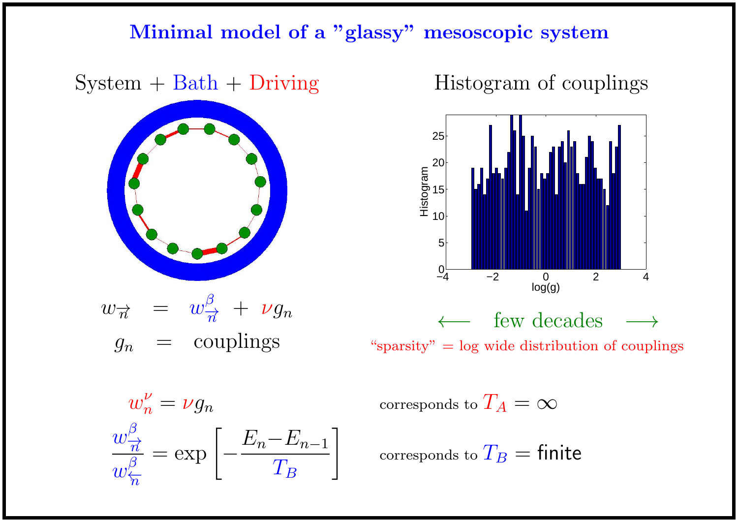# Minimal model of a "glassy" mesoscopic system

System + Bath + Driving

$$w_{\overrightarrow{n}} = w^{\beta}_{\overrightarrow{n}} + \nu g_n$$

$$g_n = \text{couplings}$$

Histogram of couplings

$\longleftarrow$ few decades $\longrightarrow$

"sparsity" = log wide distribution of couplings

$$w^{\nu}_{n} = \nu g_n$$ corresponds to $T_A = \infty$

$$\frac{w^{\beta}_{\overrightarrow{n}}}{w^{\beta}_{\overleftarrow{n}}} = \exp\left[-\frac{E_n - E_{n-1}}{T_B}\right]$$ corresponds to $T_B$ = finite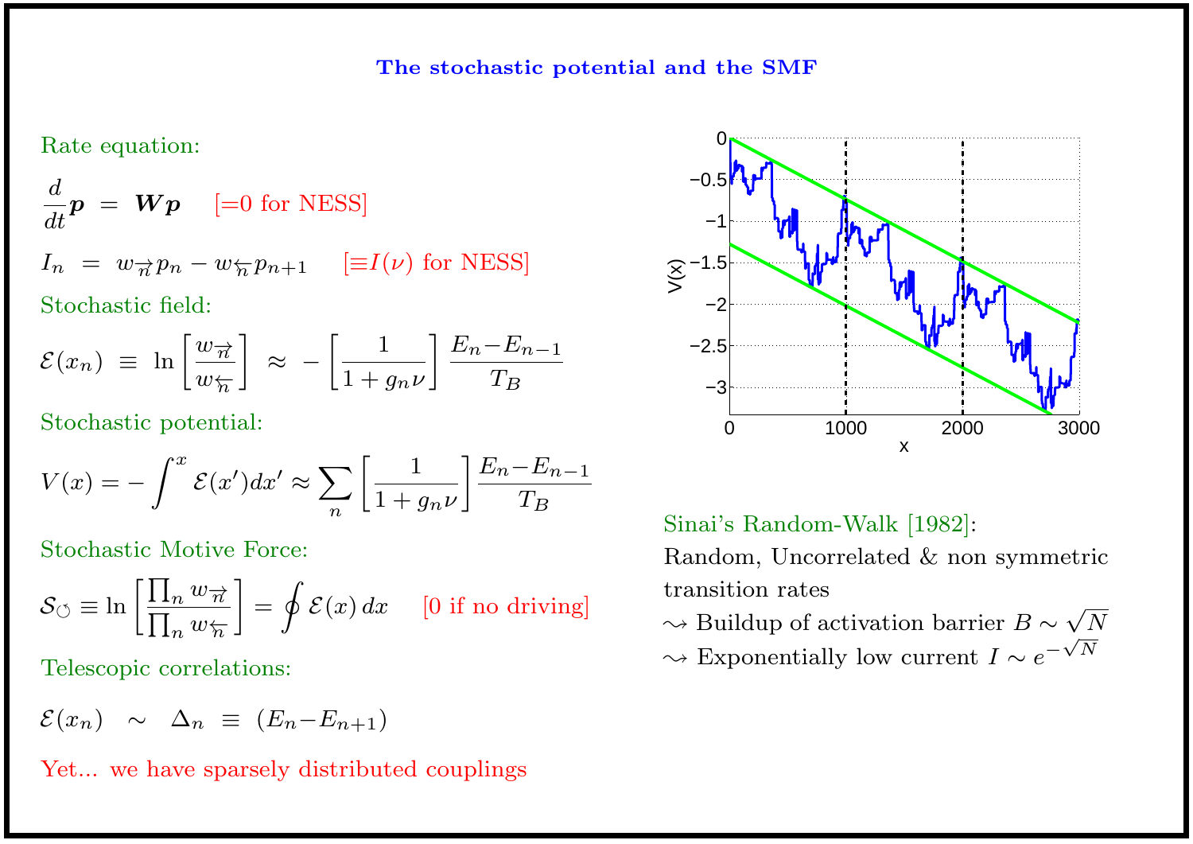## The stochastic potential and the SMF

Rate equation:

$$\frac{d}{dt}\boldsymbol{p} \;=\; \boldsymbol{W}\boldsymbol{p} \qquad [=0 \text{ for NESS}]$$

$$I_n \;=\; w_{\overrightarrow{n}}\, p_n - w_{\overleftarrow{n}}\, p_{n+1} \qquad [\equiv I(\nu) \text{ for NESS}]$$

Stochastic field:

$$\mathcal{E}(x_n) \;\equiv\; \ln\left[\frac{w_{\overrightarrow{n}}}{w_{\overleftarrow{n}}}\right] \;\approx\; -\left[\frac{1}{1+g_n\nu}\right]\frac{E_n - E_{n-1}}{T_B}$$

Stochastic potential:

$$V(x) = -\int^{x}\mathcal{E}(x')dx' \approx \sum_n \left[\frac{1}{1+g_n\nu}\right]\frac{E_n - E_{n-1}}{T_B}$$

Stochastic Motive Force:

$$\mathcal{S}_{\circlearrowleft} \equiv \ln\left[\frac{\prod_n w_{\overrightarrow{n}}}{\prod_n w_{\overleftarrow{n}}}\right] = \oint \mathcal{E}(x)\,dx \qquad [0 \text{ if no driving}]$$

Telescopic correlations:

$$\mathcal{E}(x_n) \;\sim\; \Delta_n \;\equiv\; (E_n - E_{n+1})$$

Yet... we have sparsely distributed couplings

Sinai's Random-Walk [1982]:

Random, Uncorrelated & non symmetric transition rates

$\rightsquigarrow$ Buildup of activation barrier $B \sim \sqrt{N}$

$\rightsquigarrow$ Exponentially low current $I \sim e^{-\sqrt{N}}$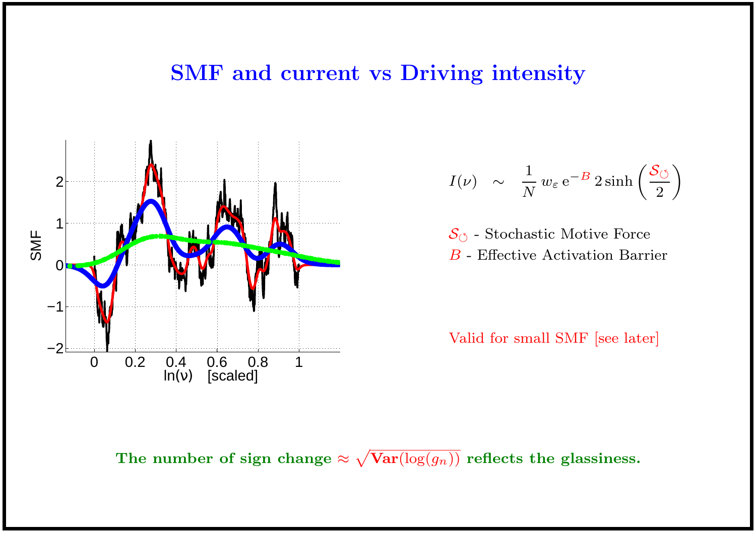# SMF and current vs Driving intensity

$$I(\nu) \quad \sim \quad \frac{1}{N}\, w_\varepsilon\, \mathrm{e}^{-B}\, 2\sinh\left(\frac{\mathcal{S}_{\circlearrowleft}}{2}\right)$$

$\mathcal{S}_{\circlearrowleft}$ - Stochastic Motive Force

$B$ - Effective Activation Barrier

Valid for small SMF [see later]

**The number of sign change $\approx \sqrt{\mathbf{Var}(\log(g_n))}$ reflects the glassiness.**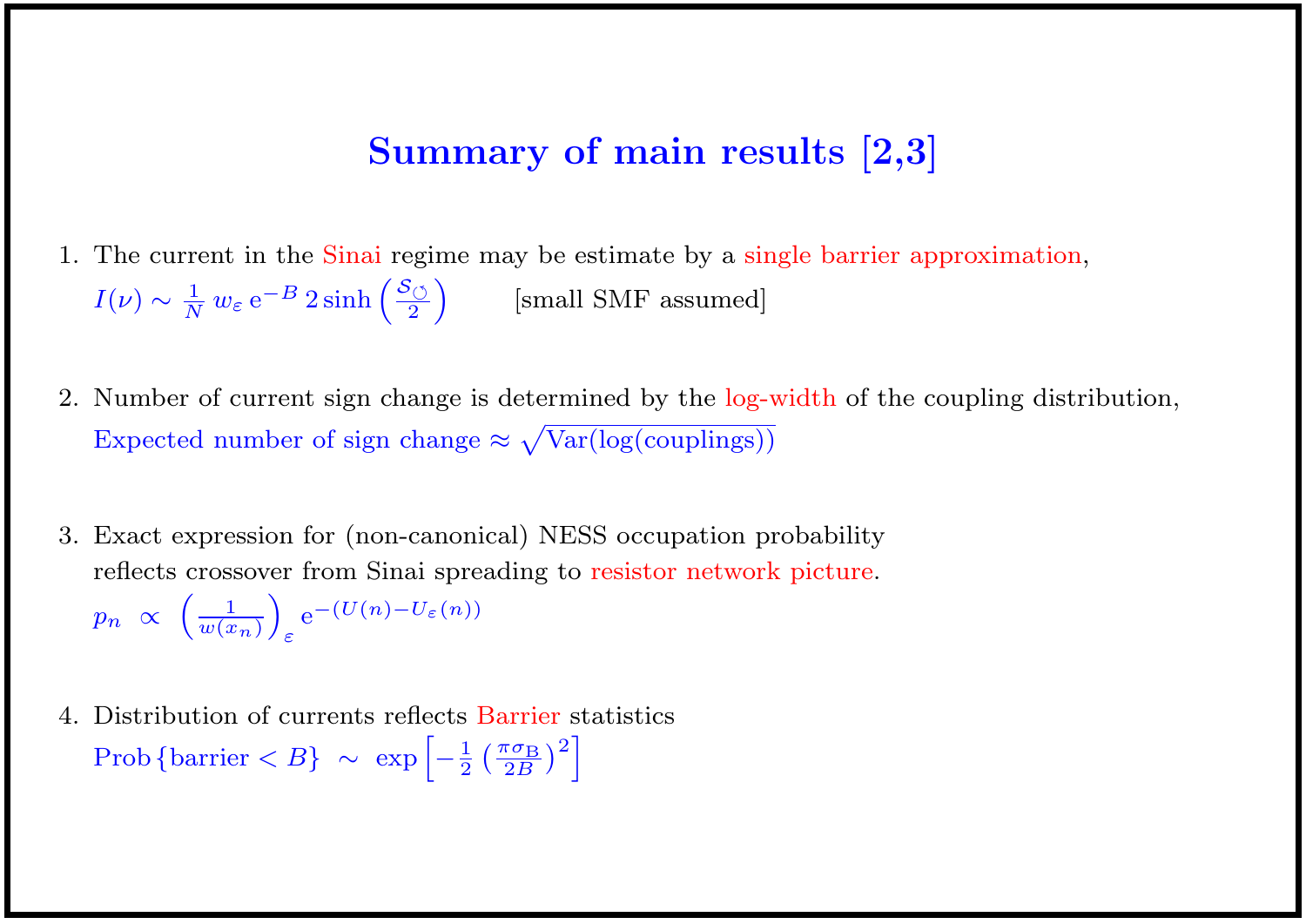# Summary of main results [2,3]

1. The current in the Sinai regime may be estimate by a single barrier approximation,
   $I(\nu) \sim \frac{1}{N} \, w_{\varepsilon} \, \mathrm{e}^{-B} \, 2\sinh\left(\frac{\mathcal{S}_{\circlearrowleft}}{2}\right)$ [small SMF assumed]

2. Number of current sign change is determined by the log-width of the coupling distribution,
   Expected number of sign change $\approx \sqrt{\mathrm{Var}(\log(\mathrm{couplings}))}$

3. Exact expression for (non-canonical) NESS occupation probability reflects crossover from Sinai spreading to resistor network picture.
   $p_n \;\propto\; \left(\frac{1}{w(x_n)}\right)_{\varepsilon} \mathrm{e}^{-(U(n)-U_{\varepsilon}(n))}$

4. Distribution of currents reflects Barrier statistics
   $\mathrm{Prob}\left\{\mathrm{barrier} < B\right\} \;\sim\; \exp\left[-\frac{1}{2}\left(\frac{\pi\sigma_{\mathrm{B}}}{2B}\right)^2\right]$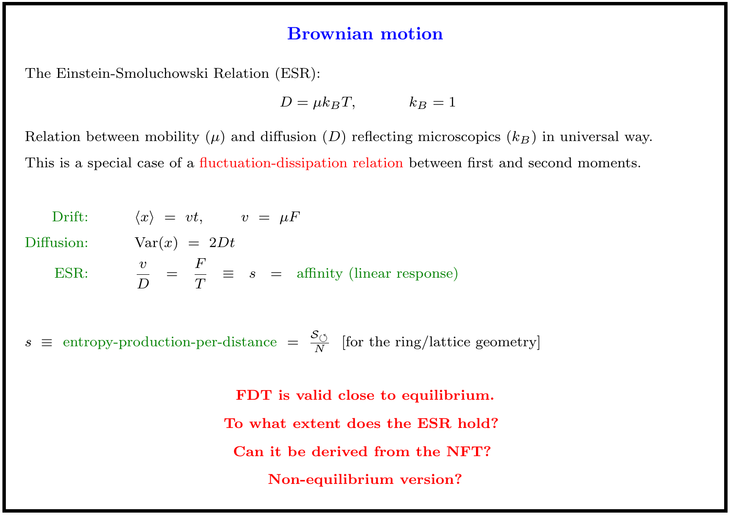# Brownian motion

The Einstein-Smoluchowski Relation (ESR):

$$D = \mu k_B T, \qquad k_B = 1$$

Relation between mobility ($\mu$) and diffusion ($D$) reflecting microscopics ($k_B$) in universal way.

This is a special case of a fluctuation-dissipation relation between first and second moments.

Drift: $\langle x \rangle = vt, \quad v = \mu F$

Diffusion: $\mathrm{Var}(x) = 2Dt$

ESR: $\dfrac{v}{D} = \dfrac{F}{T} \equiv s =$ affinity (linear response)

$s \equiv$ entropy-production-per-distance $= \frac{\mathcal{S}_{\circlearrowleft}}{N}$ [for the ring/lattice geometry]

**FDT is valid close to equilibrium.**

**To what extent does the ESR hold?**

**Can it be derived from the NFT?**

**Non-equilibrium version?**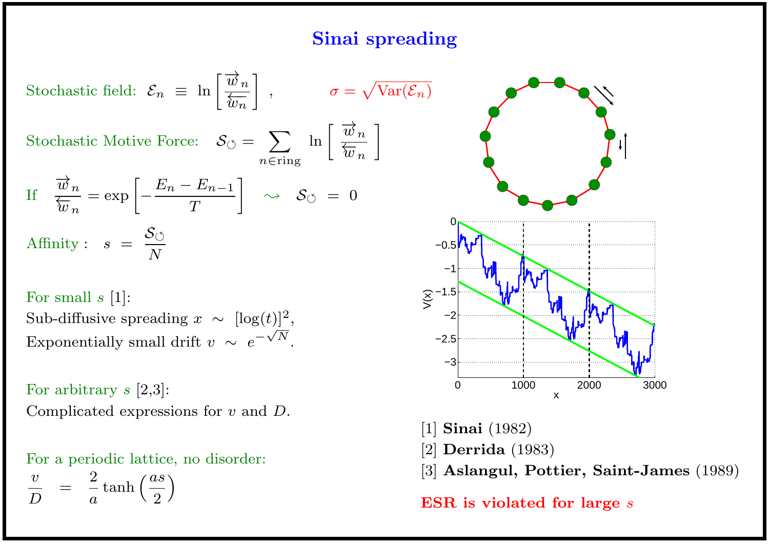# Sinai spreading

Stochastic field: $\mathcal{E}_n \equiv \ln\left[\frac{\overrightarrow{w}_n}{\overleftarrow{w}_n}\right]$ , $\sigma = \sqrt{\mathrm{Var}(\mathcal{E}_n)}$

Stochastic Motive Force: $\mathcal{S}_{\circlearrowleft} = \sum_{n \in \text{ring}} \ln\left[\frac{\overrightarrow{w}_n}{\overleftarrow{w}_n}\right]$

If $\frac{\overrightarrow{w}_n}{\overleftarrow{w}_n} = \exp\left[-\frac{E_n - E_{n-1}}{T}\right] \rightsquigarrow \mathcal{S}_{\circlearrowleft} = 0$

Affinity : $s = \frac{\mathcal{S}_{\circlearrowleft}}{N}$

For small $s$ [1]:
Sub-diffusive spreading $x \sim [\log(t)]^2$,
Exponentially small drift $v \sim e^{-\sqrt{N}}$.

For arbitrary $s$ [2,3]:
Complicated expressions for $v$ and $D$.

For a periodic lattice, no disorder:

$$\frac{v}{D} = \frac{2}{a}\tanh\left(\frac{as}{2}\right)$$

[1] **Sinai** (1982)
[2] **Derrida** (1983)
[3] **Aslangul, Pottier, Saint-James** (1989)

**ESR is violated for large $s$**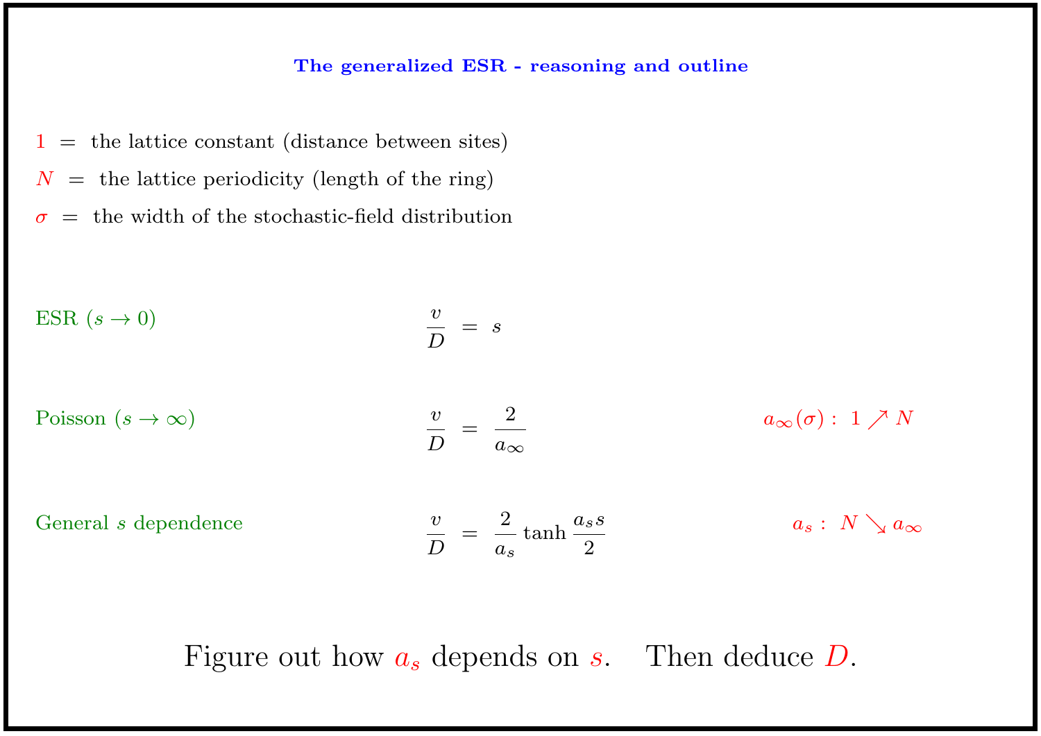## The generalized ESR - reasoning and outline

$1$ = the lattice constant (distance between sites)

$N$ = the lattice periodicity (length of the ring)

$\sigma$ = the width of the stochastic-field distribution

ESR ($s \to 0$)

$$\frac{v}{D} = s$$

Poisson ($s \to \infty$)

$$\frac{v}{D} = \frac{2}{a_\infty}$$

$a_\infty(\sigma) : \; 1 \nearrow N$

General $s$ dependence

$$\frac{v}{D} = \frac{2}{a_s} \tanh \frac{a_s s}{2}$$

$a_s : \; N \searrow a_\infty$

Figure out how $a_s$ depends on $s$. Then deduce $D$.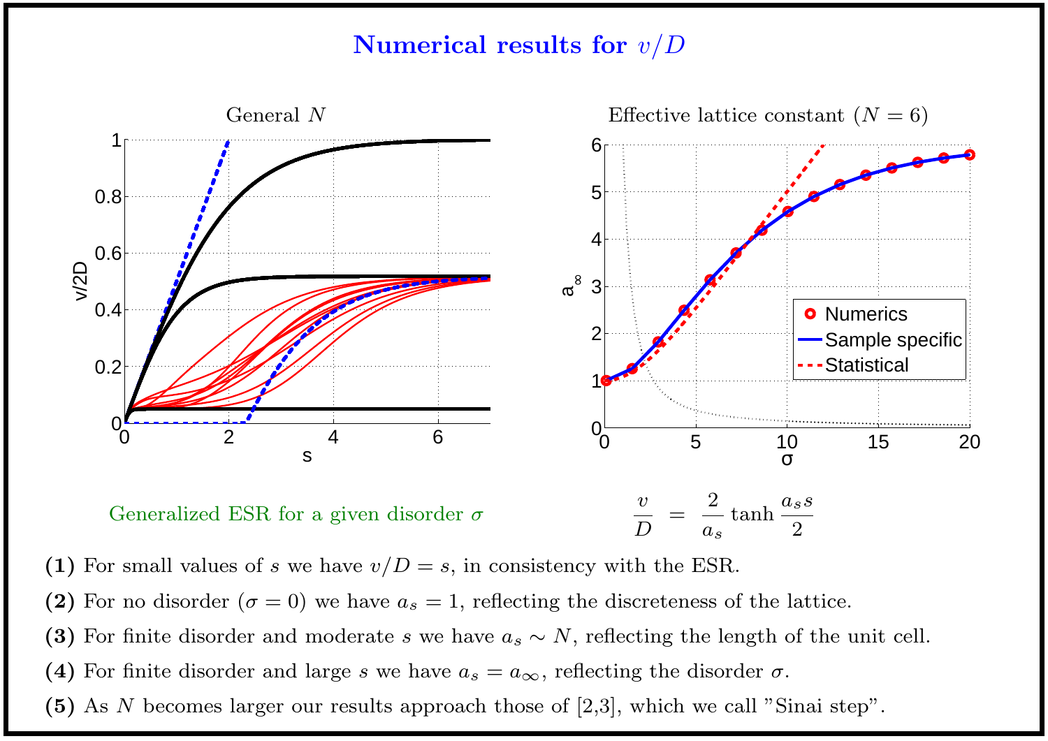# Numerical results for $v/D$

General $N$

Effective lattice constant ($N = 6$)

Generalized ESR for a given disorder $\sigma$

$$\frac{v}{D} = \frac{2}{a_s} \tanh \frac{a_s s}{2}$$

**(1)** For small values of $s$ we have $v/D = s$, in consistency with the ESR.

**(2)** For no disorder ($\sigma = 0$) we have $a_s = 1$, reflecting the discreteness of the lattice.

**(3)** For finite disorder and moderate $s$ we have $a_s \sim N$, reflecting the length of the unit cell.

**(4)** For finite disorder and large $s$ we have $a_s = a_\infty$, reflecting the disorder $\sigma$.

**(5)** As $N$ becomes larger our results approach those of [2,3], which we call "Sinai step".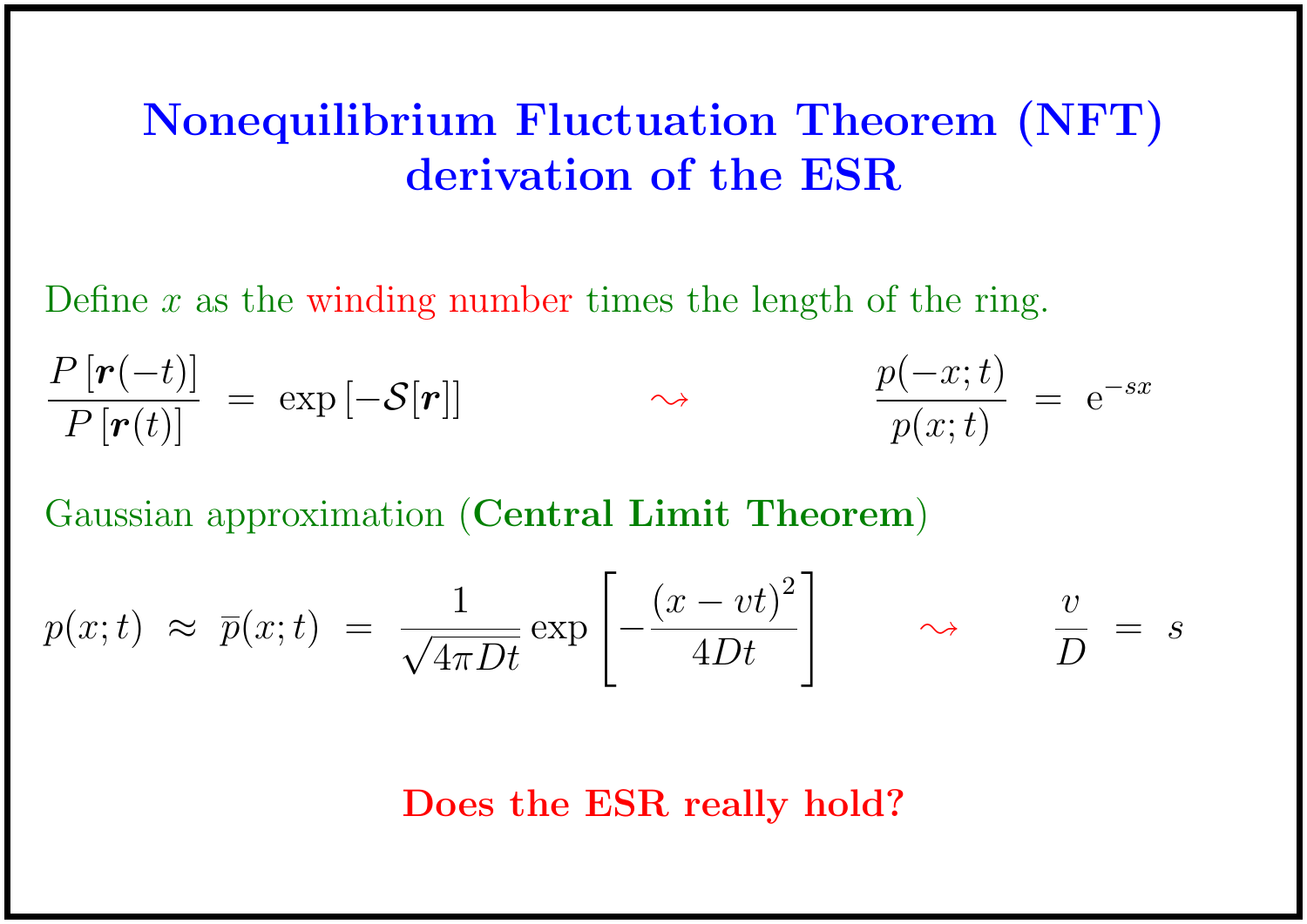# Nonequilibrium Fluctuation Theorem (NFT) derivation of the ESR

Define $x$ as the winding number times the length of the ring.

$$\frac{P\left[\boldsymbol{r}(-t)\right]}{P\left[\boldsymbol{r}(t)\right]} \;=\; \exp\left[-\mathcal{S}[\boldsymbol{r}]\right] \qquad \rightsquigarrow \qquad \frac{p(-x;t)}{p(x;t)} \;=\; \mathrm{e}^{-sx}$$

Gaussian approximation (**Central Limit Theorem**)

$$p(x;t) \;\approx\; \overline{p}(x;t) \;=\; \frac{1}{\sqrt{4\pi Dt}}\exp\left[-\frac{(x-vt)^2}{4Dt}\right] \qquad \rightsquigarrow \qquad \frac{v}{D} \;=\; s$$

**Does the ESR really hold?**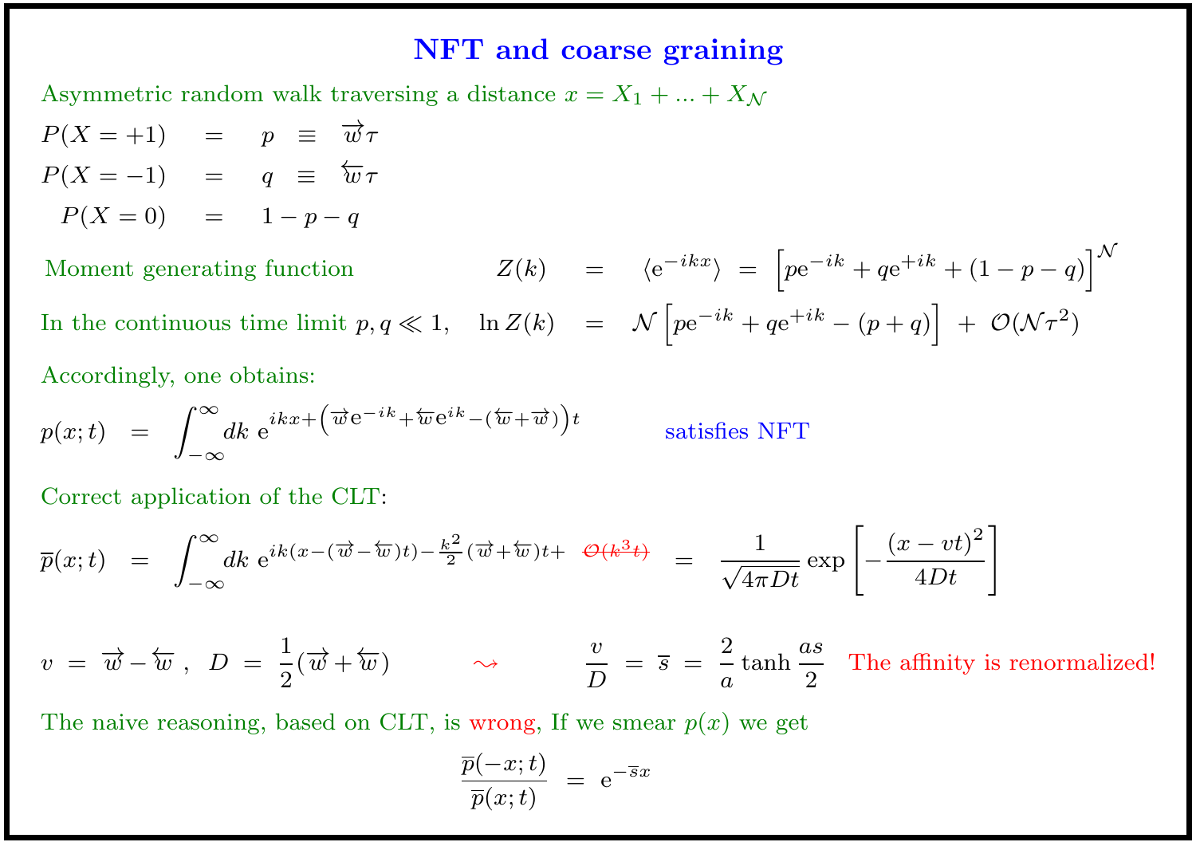# NFT and coarse graining

Asymmetric random walk traversing a distance $x = X_1 + ... + X_{\mathcal{N}}$

$$
\begin{aligned}
P(X=+1) &= p \equiv \overrightarrow{w}\tau \\
P(X=-1) &= q \equiv \overleftarrow{w}\tau \\
P(X=0) &= 1-p-q
\end{aligned}
$$

Moment generating function
$$
Z(k) = \langle \mathrm{e}^{-ikx} \rangle = \left[p\mathrm{e}^{-ik} + q\mathrm{e}^{+ik} + (1-p-q)\right]^{\mathcal{N}}
$$

In the continuous time limit $p, q \ll 1$,
$$
\ln Z(k) = \mathcal{N}\left[p\mathrm{e}^{-ik} + q\mathrm{e}^{+ik} - (p+q)\right] + \mathcal{O}(\mathcal{N}\tau^2)
$$

Accordingly, one obtains:

$$
p(x;t) = \int_{-\infty}^{\infty} dk \ \mathrm{e}^{ikx + \left(\overrightarrow{w}\mathrm{e}^{-ik} + \overleftarrow{w}\mathrm{e}^{ik} - (\overleftarrow{w}+\overrightarrow{w})\right)t}
$$

satisfies NFT

Correct application of the CLT:

$$
\overline{p}(x;t) = \int_{-\infty}^{\infty} dk \ \mathrm{e}^{ik(x-(\overrightarrow{w}-\overleftarrow{w})t) - \frac{k^2}{2}(\overrightarrow{w}+\overleftarrow{w})t + \cancel{\mathcal{O}(k^3 t)}} = \frac{1}{\sqrt{4\pi D t}} \exp\left[-\frac{(x-vt)^2}{4Dt}\right]
$$

$$
v = \overrightarrow{w} - \overleftarrow{w}, \quad D = \frac{1}{2}(\overrightarrow{w} + \overleftarrow{w}) \quad \rightsquigarrow \quad \frac{v}{D} = \overline{s} = \frac{2}{a}\tanh\frac{as}{2}
$$

The affinity is renormalized!

The naive reasoning, based on CLT, is wrong, If we smear $p(x)$ we get

$$
\frac{\overline{p}(-x;t)}{\overline{p}(x;t)} = \mathrm{e}^{-\overline{s}x}
$$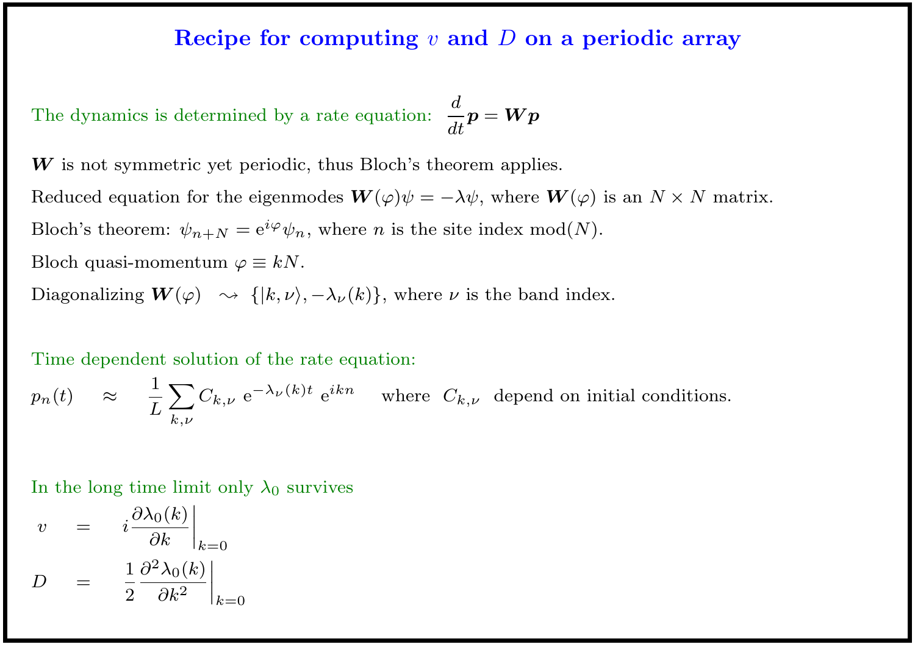# Recipe for computing $v$ and $D$ on a periodic array

The dynamics is determined by a rate equation: $\dfrac{d}{dt}\boldsymbol{p} = \boldsymbol{W}\boldsymbol{p}$

$\boldsymbol{W}$ is not symmetric yet periodic, thus Bloch's theorem applies.

Reduced equation for the eigenmodes $\boldsymbol{W}(\varphi)\psi = -\lambda\psi$, where $\boldsymbol{W}(\varphi)$ is an $N \times N$ matrix.

Bloch's theorem: $\psi_{n+N} = \mathrm{e}^{i\varphi}\psi_n$, where $n$ is the site index mod$(N)$.

Bloch quasi-momentum $\varphi \equiv kN$.

Diagonalizing $\boldsymbol{W}(\varphi) \;\rightsquigarrow\; \{|k,\nu\rangle, -\lambda_\nu(k)\}$, where $\nu$ is the band index.

Time dependent solution of the rate equation:

$$p_n(t) \quad \approx \quad \frac{1}{L}\sum_{k,\nu} C_{k,\nu}\ \mathrm{e}^{-\lambda_\nu(k)t}\ \mathrm{e}^{ikn} \qquad \text{where } C_{k,\nu} \text{ depend on initial conditions.}$$

In the long time limit only $\lambda_0$ survives

$$v \quad = \quad i\frac{\partial \lambda_0(k)}{\partial k}\bigg|_{k=0}$$

$$D \quad = \quad \frac{1}{2}\frac{\partial^2 \lambda_0(k)}{\partial k^2}\bigg|_{k=0}$$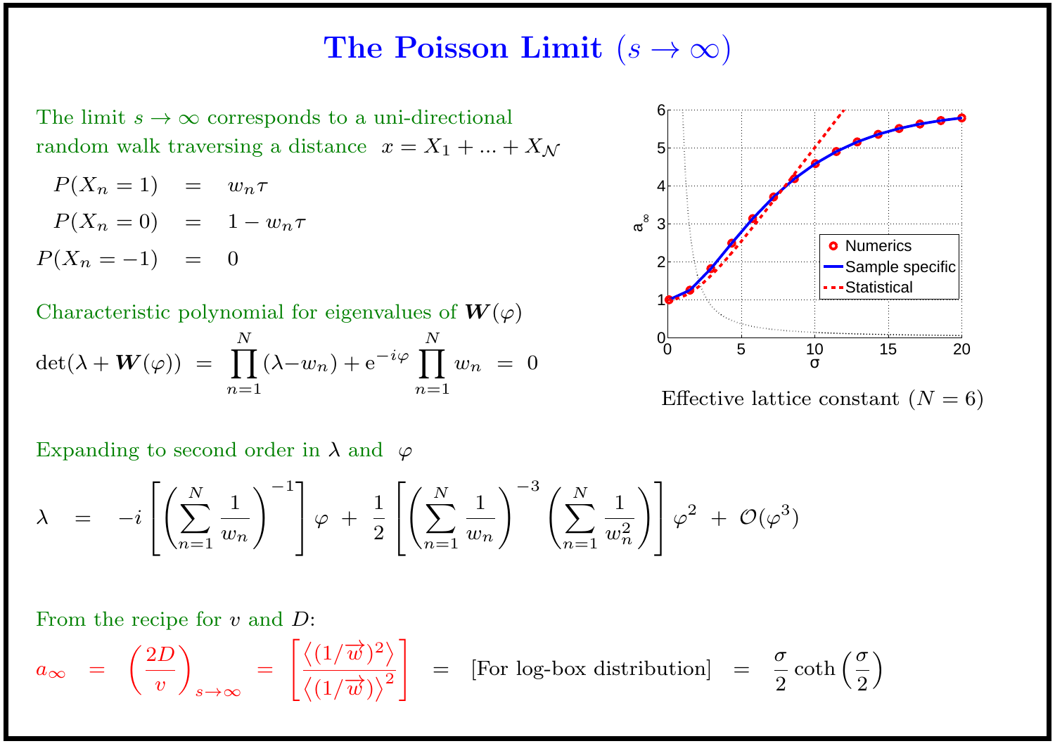# The Poisson Limit ($s \to \infty$)

The limit $s \to \infty$ corresponds to a uni-directional random walk traversing a distance $x = X_1 + ... + X_{\mathcal{N}}$

$$
\begin{aligned}
P(X_n = 1) &= w_n \tau \\
P(X_n = 0) &= 1 - w_n \tau \\
P(X_n = -1) &= 0
\end{aligned}
$$

Characteristic polynomial for eigenvalues of $\boldsymbol{W}(\varphi)$

$$
\det(\lambda + \boldsymbol{W}(\varphi)) \;=\; \prod_{n=1}^{N} (\lambda - w_n) + \mathrm{e}^{-i\varphi} \prod_{n=1}^{N} w_n \;=\; 0
$$

Effective lattice constant ($N = 6$)

Expanding to second order in $\lambda$ and $\varphi$

$$
\lambda \;=\; -i \left[ \left( \sum_{n=1}^{N} \frac{1}{w_n} \right)^{-1} \right] \varphi \;+\; \frac{1}{2} \left[ \left( \sum_{n=1}^{N} \frac{1}{w_n} \right)^{-3} \left( \sum_{n=1}^{N} \frac{1}{w_n^2} \right) \right] \varphi^2 \;+\; \mathcal{O}(\varphi^3)
$$

From the recipe for $v$ and $D$:

$$
a_\infty \;=\; \left( \frac{2D}{v} \right)_{s\to\infty} \;=\; \left[ \frac{\langle (1/\overrightarrow{w})^2 \rangle}{\langle (1/\overrightarrow{w}) \rangle^2} \right] \;=\; [\text{For log-box distribution}] \;=\; \frac{\sigma}{2} \coth\left( \frac{\sigma}{2} \right)
$$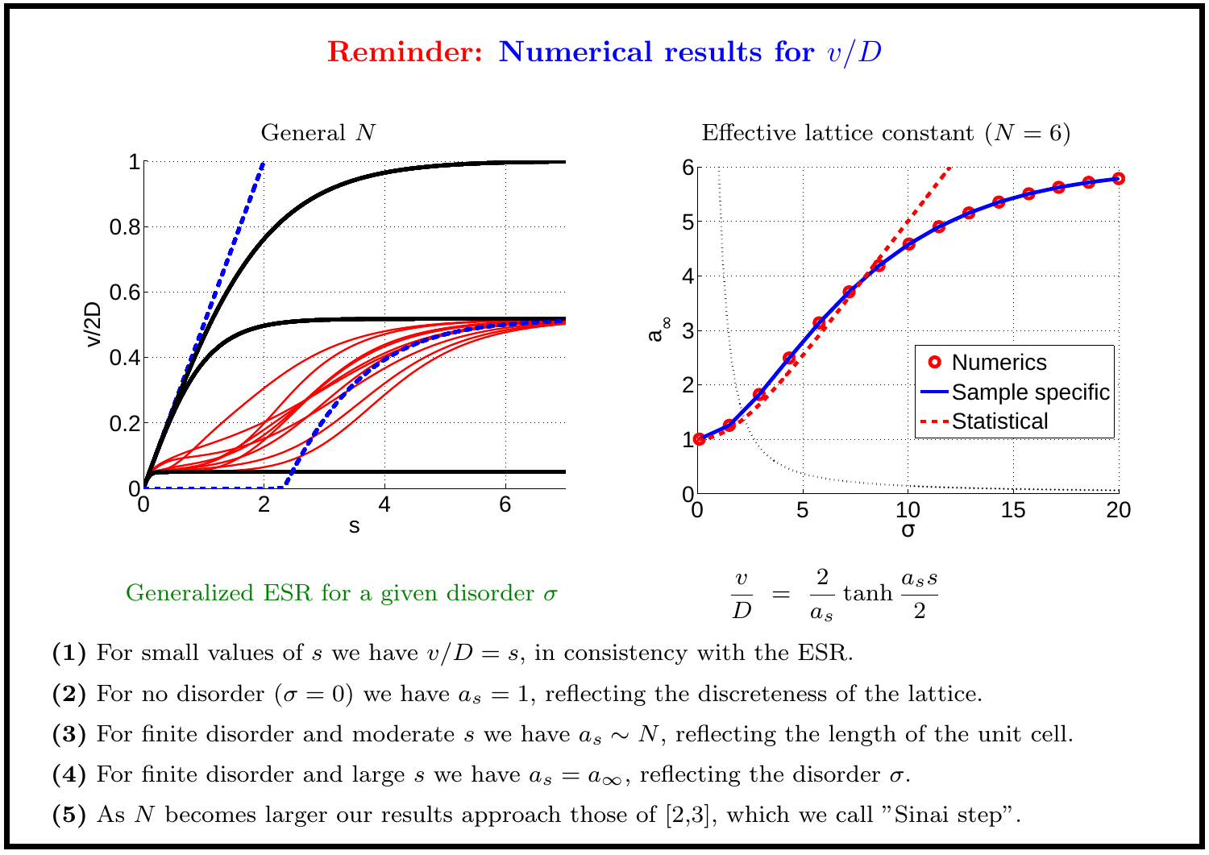# Reminder: Numerical results for $v/D$

General $N$

Effective lattice constant ($N = 6$)

Generalized ESR for a given disorder $\sigma$

$$\frac{v}{D} \;=\; \frac{2}{a_s} \tanh \frac{a_s s}{2}$$

**(1)** For small values of $s$ we have $v/D = s$, in consistency with the ESR.

**(2)** For no disorder ($\sigma = 0$) we have $a_s = 1$, reflecting the discreteness of the lattice.

**(3)** For finite disorder and moderate $s$ we have $a_s \sim N$, reflecting the length of the unit cell.

**(4)** For finite disorder and large $s$ we have $a_s = a_\infty$, reflecting the disorder $\sigma$.

**(5)** As $N$ becomes larger our results approach those of [2,3], which we call "Sinai step".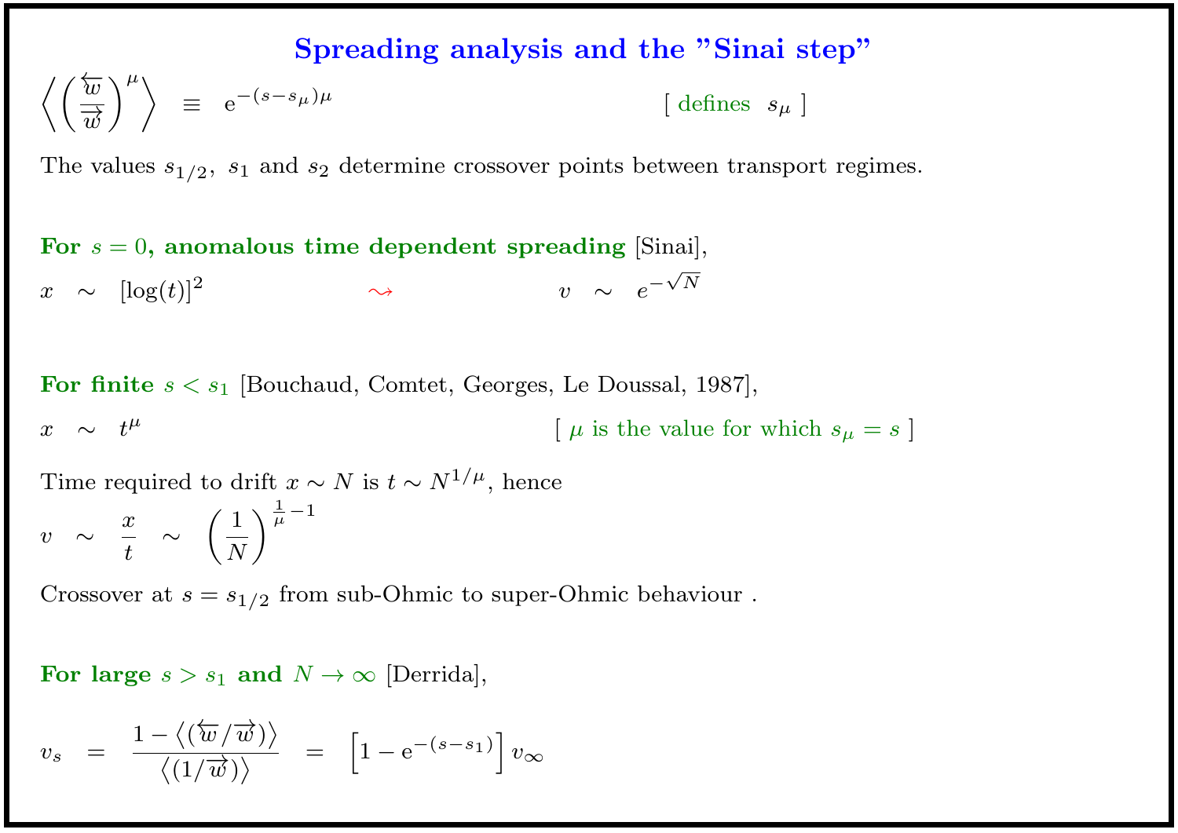# Spreading analysis and the "Sinai step"

$$\left\langle \left( \frac{\overleftarrow{w}}{\overrightarrow{w}} \right)^{\mu} \right\rangle \equiv \mathrm{e}^{-(s-s_\mu)\mu} \qquad [\text{ defines } s_\mu \text{ }]$$

The values $s_{1/2}$, $s_1$ and $s_2$ determine crossover points between transport regimes.

**For $s = 0$, anomalous time dependent spreading** [Sinai],

$$x \sim [\log(t)]^2 \qquad \rightsquigarrow \qquad v \sim e^{-\sqrt{N}}$$

**For finite $s < s_1$** [Bouchaud, Comtet, Georges, Le Doussal, 1987],

$$x \sim t^{\mu} \qquad [\text{ } \mu \text{ is the value for which } s_\mu = s \text{ }]$$

Time required to drift $x \sim N$ is $t \sim N^{1/\mu}$, hence

$$v \sim \frac{x}{t} \sim \left(\frac{1}{N}\right)^{\frac{1}{\mu}-1}$$

Crossover at $s = s_{1/2}$ from sub-Ohmic to super-Ohmic behaviour .

**For large $s > s_1$ and $N \to \infty$** [Derrida],

$$v_s = \frac{1 - \langle (\overleftarrow{w}/\overrightarrow{w}) \rangle}{\langle (1/\overrightarrow{w}) \rangle} = \left[ 1 - \mathrm{e}^{-(s-s_1)} \right] v_\infty$$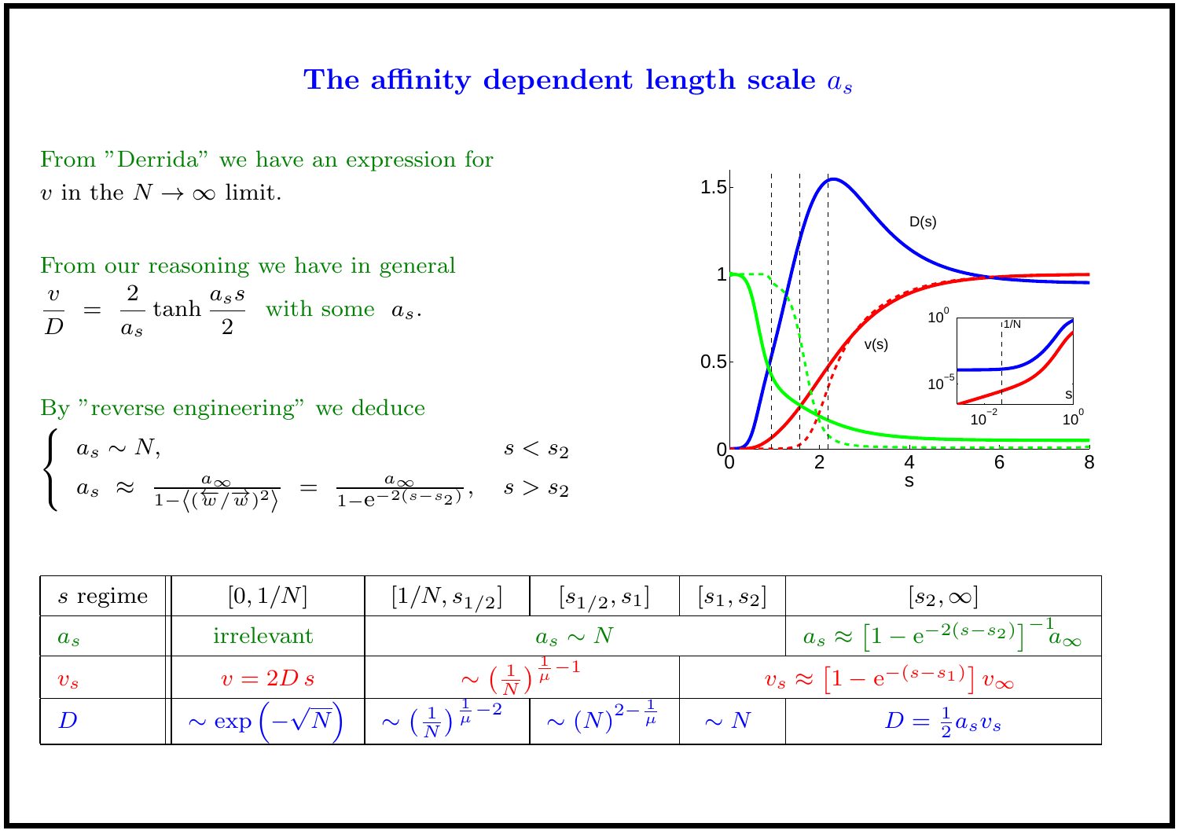# The affinity dependent length scale $a_s$

From "Derrida" we have an expression for $v$ in the $N \to \infty$ limit.

From our reasoning we have in general

$$\frac{v}{D} \;=\; \frac{2}{a_s} \tanh \frac{a_s s}{2} \quad \text{with some } \; a_s.$$

By "reverse engineering" we deduce

$$\begin{cases} a_s \sim N, & s < s_2 \\ a_s \;\approx\; \frac{a_\infty}{1 - \left\langle (\overleftarrow{w}/\overrightarrow{w})^2 \right\rangle} \;=\; \frac{a_\infty}{1 - \mathrm{e}^{-2(s-s_2)}}, & s > s_2 \end{cases}$$

| $s$ regime | $[0, 1/N]$ | $[1/N, s_{1/2}]$ | $[s_{1/2}, s_1]$ | $[s_1, s_2]$ | $[s_2, \infty]$ |
|---|---|---|---|---|---|
| $a_s$ | irrelevant | $a_s \sim N$ | | | $a_s \approx \left[1 - \mathrm{e}^{-2(s-s_2)}\right]^{-1} a_\infty$ |
| $v_s$ | $v = 2D\, s$ | $\sim \left(\frac{1}{N}\right)^{\frac{1}{\mu}-1}$ | | $v_s \approx \left[1 - \mathrm{e}^{-(s-s_1)}\right] v_\infty$ | |
| $D$ | $\sim \exp\left(-\sqrt{N}\right)$ | $\sim \left(\frac{1}{N}\right)^{\frac{1}{\mu}-2}$ | $\sim (N)^{2-\frac{1}{\mu}}$ | $\sim N$ | $D = \frac{1}{2} a_s v_s$ |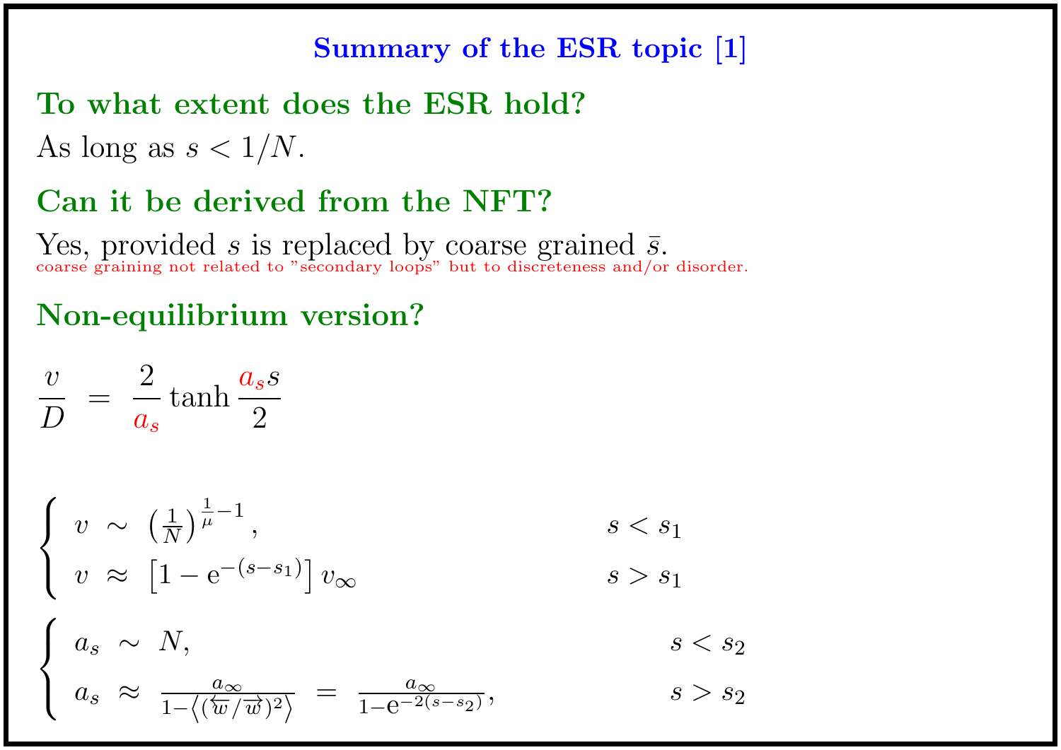# Summary of the ESR topic [1]

## To what extent does the ESR hold?

As long as $s < 1/N$.

## Can it be derived from the NFT?

Yes, provided $s$ is replaced by coarse grained $\bar{s}$.

coarse graining not related to "secondary loops" but to discreteness and/or disorder.

## Non-equilibrium version?

$$\frac{v}{D} \; = \; \frac{2}{a_s} \tanh \frac{a_s s}{2}$$

$$\begin{cases} v \;\sim\; \left(\frac{1}{N}\right)^{\frac{1}{\mu}-1}, & s < s_1 \\ v \;\approx\; \left[1 - \mathrm{e}^{-(s-s_1)}\right] v_\infty & s > s_1 \end{cases}$$

$$\begin{cases} a_s \;\sim\; N, & s < s_2 \\ a_s \;\approx\; \frac{a_\infty}{1 - \left\langle (\overleftarrow{w}/\overrightarrow{w})^2 \right\rangle} \;=\; \frac{a_\infty}{1 - \mathrm{e}^{-2(s-s_2)}}, & s > s_2 \end{cases}$$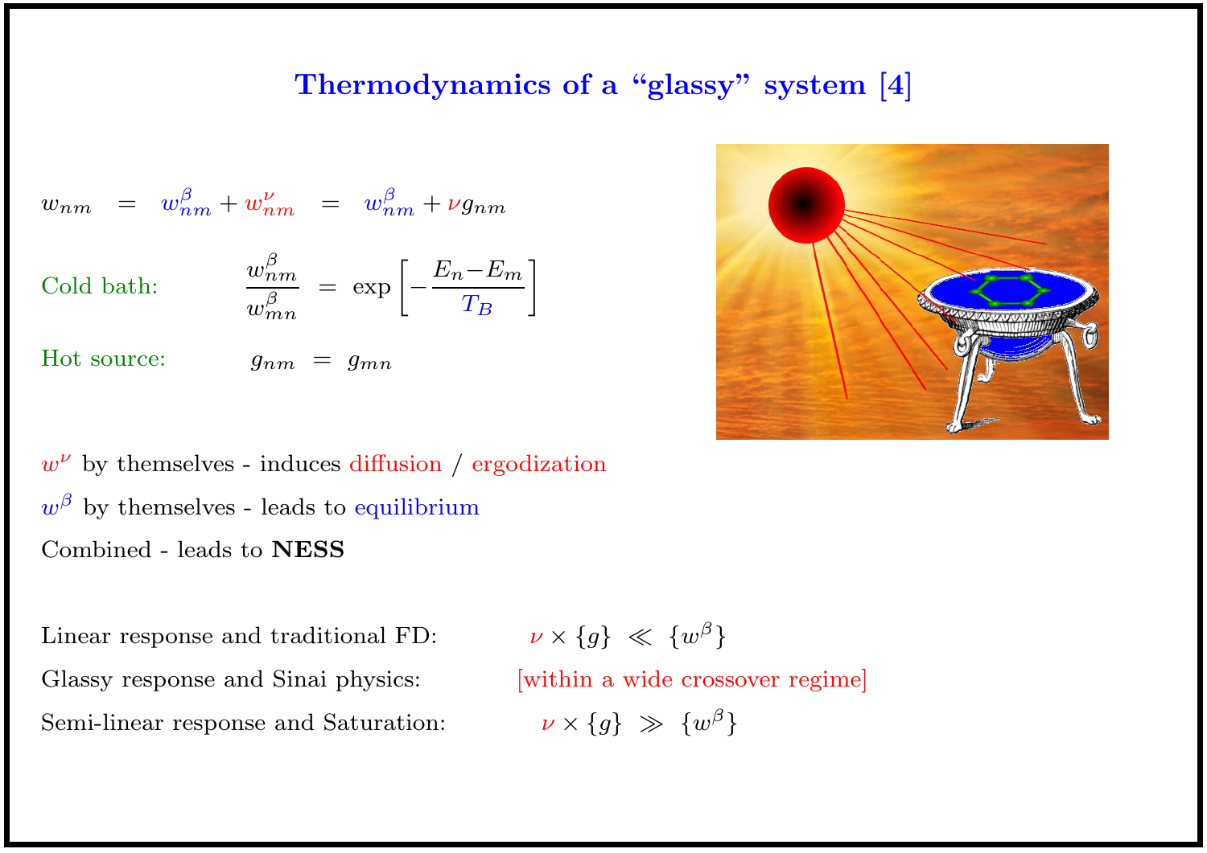# Thermodynamics of a "glassy" system [4]

$$w_{nm} \;=\; w^{\beta}_{nm} + w^{\nu}_{nm} \;=\; w^{\beta}_{nm} + \nu g_{nm}$$

Cold bath: $$\frac{w^{\beta}_{nm}}{w^{\beta}_{mn}} \;=\; \exp\left[-\frac{E_n - E_m}{T_B}\right]$$

Hot source: $$g_{nm} \;=\; g_{mn}$$

$w^{\nu}$ by themselves - induces diffusion / ergodization

$w^{\beta}$ by themselves - leads to equilibrium

Combined - leads to **NESS**

Linear response and traditional FD: $\nu \times \{g\} \ll \{w^{\beta}\}$

Glassy response and Sinai physics: [within a wide crossover regime]

Semi-linear response and Saturation: $\nu \times \{g\} \gg \{w^{\beta}\}$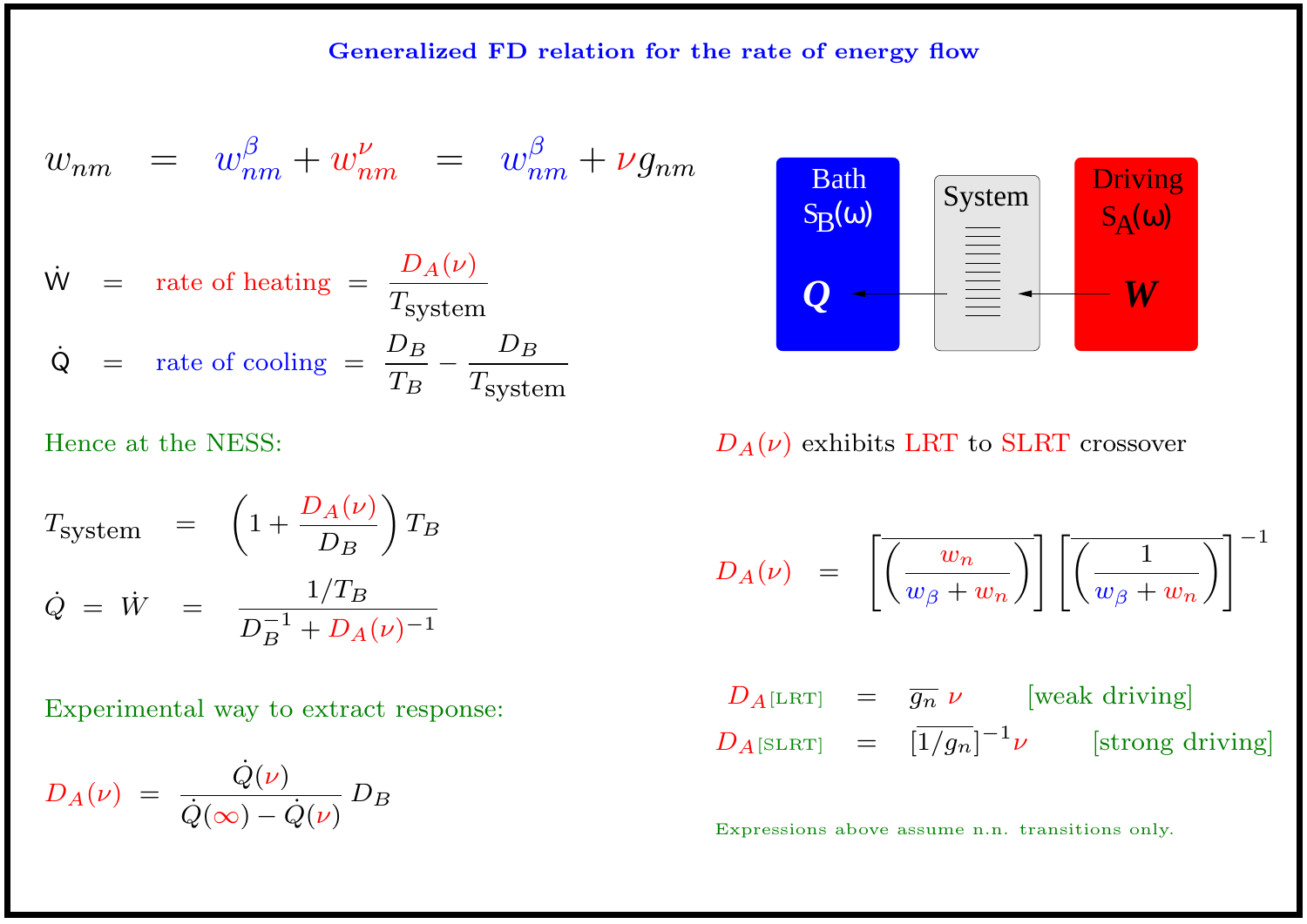## Generalized FD relation for the rate of energy flow

$$w_{nm} = w_{nm}^{\beta} + w_{nm}^{\nu} = w_{nm}^{\beta} + \nu g_{nm}$$

$$\dot{W} = \text{rate of heating} = \frac{D_A(\nu)}{T_{\text{system}}}$$

$$\dot{Q} = \text{rate of cooling} = \frac{D_B}{T_B} - \frac{D_B}{T_{\text{system}}}$$

Bath $S_B(\omega)$ — $Q$

System

Driving $S_A(\omega)$ — $W$

Hence at the NESS:

$$T_{\text{system}} = \left(1 + \frac{D_A(\nu)}{D_B}\right) T_B$$

$$\dot{Q} = \dot{W} = \frac{1/T_B}{D_B^{-1} + D_A(\nu)^{-1}}$$

Experimental way to extract response:

$$D_A(\nu) = \frac{\dot{Q}(\nu)}{\dot{Q}(\infty) - \dot{Q}(\nu)} D_B$$

$D_A(\nu)$ exhibits LRT to SLRT crossover

$$D_A(\nu) = \left[\overline{\left(\frac{w_n}{w_\beta + w_n}\right)}\right] \left[\overline{\left(\frac{1}{w_\beta + w_n}\right)}\right]^{-1}$$

$$D_{A[\text{LRT}]} = \overline{g_n}\, \nu \qquad \text{[weak driving]}$$

$$D_{A[\text{SLRT}]} = [\overline{1/g_n}]^{-1} \nu \qquad \text{[strong driving]}$$

Expressions above assume n.n. transitions only.